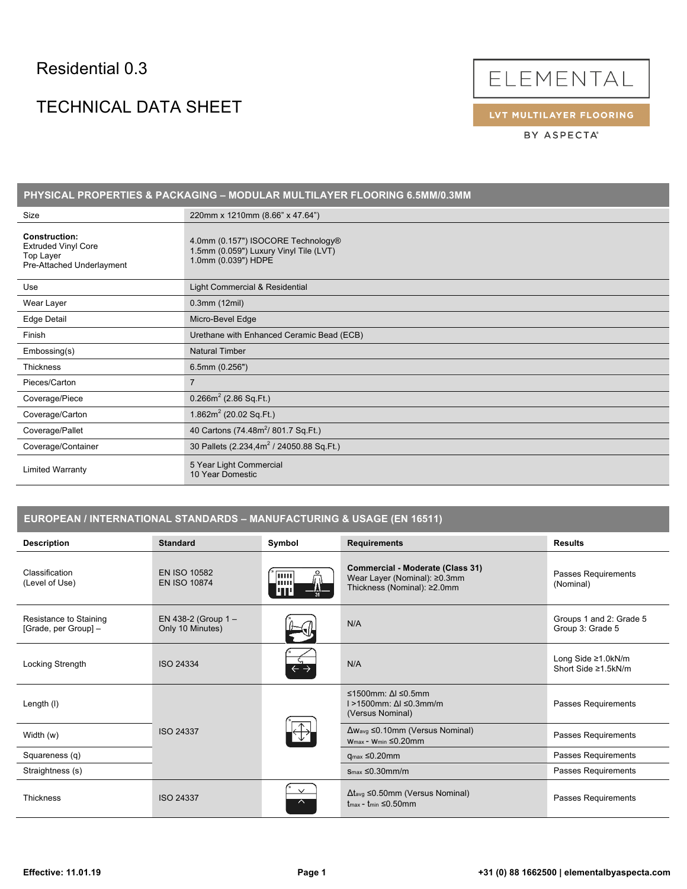# Residential 0.3

# TECHNICAL DATA SHEET

ELEMENTAL

LVT MULTILAYER FLOORING

BY ASPECTA®

## PHYSICAL PROPERTIES & PACKAGING – MODULAR MULTILAYER FLOORING 6.5MM/0.3MM

| | |
|---|---|
| Size | 220mm x 1210mm (8.66" x 47.64") |
| **Construction:**<br>Extruded Vinyl Core<br>Top Layer<br>Pre-Attached Underlayment | 4.0mm (0.157") ISOCORE Technology®<br>1.5mm (0.059") Luxury Vinyl Tile (LVT)<br>1.0mm (0.039") HDPE |
| Use | Light Commercial & Residential |
| Wear Layer | 0.3mm (12mil) |
| Edge Detail | Micro-Bevel Edge |
| Finish | Urethane with Enhanced Ceramic Bead (ECB) |
| Embossing(s) | Natural Timber |
| Thickness | 6.5mm (0.256") |
| Pieces/Carton | 7 |
| Coverage/Piece | 0.266m$^2$ (2.86 Sq.Ft.) |
| Coverage/Carton | 1.862m$^2$ (20.02 Sq.Ft.) |
| Coverage/Pallet | 40 Cartons (74.48m$^2$/ 801.7 Sq.Ft.) |
| Coverage/Container | 30 Pallets (2.234,4m$^2$ / 24050.88 Sq.Ft.) |
| Limited Warranty | 5 Year Light Commercial<br>10 Year Domestic |

## EUROPEAN / INTERNATIONAL STANDARDS – MANUFACTURING & USAGE (EN 16511)

| Description | Standard | Symbol | Requirements | Results |
|---|---|---|---|---|
| Classification<br>(Level of Use) | EN ISO 10582<br>EN ISO 10874 | | **Commercial - Moderate (Class 31)**<br>Wear Layer (Nominal): ≥0.3mm<br>Thickness (Nominal): ≥2.0mm | Passes Requirements<br>(Nominal) |
| Resistance to Staining<br>[Grade, per Group] – | EN 438-2 (Group 1 – Only 10 Minutes) | | N/A | Groups 1 and 2: Grade 5<br>Group 3: Grade 5 |
| Locking Strength | ISO 24334 | | N/A | Long Side ≥1.0kN/m<br>Short Side ≥1.5kN/m |
| Length (l) | ISO 24337 | | ≤1500mm: Δl ≤0.5mm<br>l >1500mm: Δl ≤0.3mm/m<br>(Versus Nominal) | Passes Requirements |
| Width (w) | | | $\Delta w_{avg}$ ≤0.10mm (Versus Nominal)<br>$w_{max} - w_{min}$ ≤0.20mm | Passes Requirements |
| Squareness (q) | | | $q_{max}$ ≤0.20mm | Passes Requirements |
| Straightness (s) | | | $s_{max}$ ≤0.30mm/m | Passes Requirements |
| Thickness | ISO 24337 | | $\Delta t_{avg}$ ≤0.50mm (Versus Nominal)<br>$t_{max} - t_{min}$ ≤0.50mm | Passes Requirements |

**Effective: 11.01.19**

**+31 (0) 88 1662500 | elementalbyaspecta.com**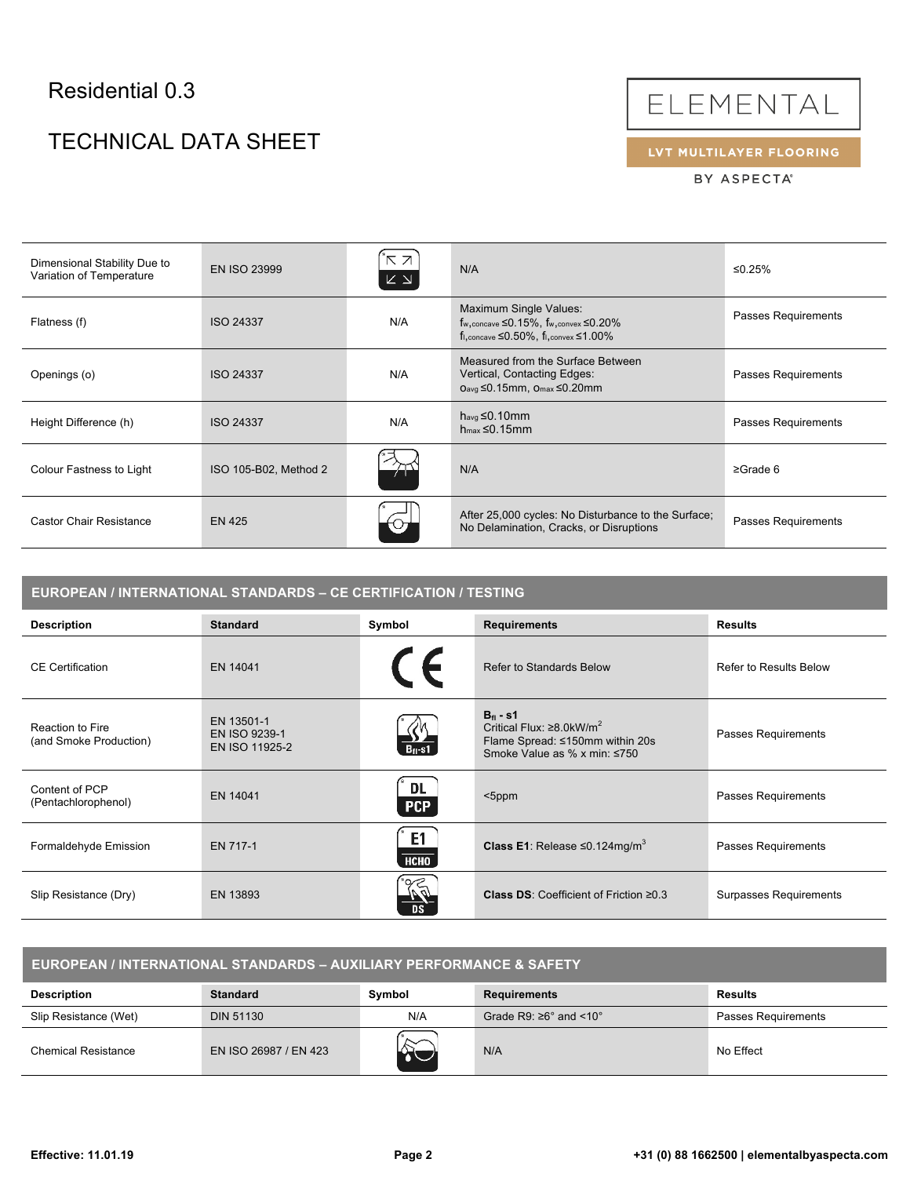# Residential 0.3

# TECHNICAL DATA SHEET

ELEMENTAL
LVT MULTILAYER FLOORING
BY ASPECTA®

| Description | Standard | Symbol | Requirements | Results |
|---|---|---|---|---|
| Dimensional Stability Due to Variation of Temperature | EN ISO 23999 | | N/A | ≤0.25% |
| Flatness (f) | ISO 24337 | N/A | Maximum Single Values: $f_{w,concave}$ ≤0.15%, $f_{w,convex}$ ≤0.20% $f_{l,concave}$ ≤0.50%, $f_{l,convex}$ ≤1.00% | Passes Requirements |
| Openings (o) | ISO 24337 | N/A | Measured from the Surface Between Vertical, Contacting Edges: $o_{avg}$ ≤0.15mm, $o_{max}$ ≤0.20mm | Passes Requirements |
| Height Difference (h) | ISO 24337 | N/A | $h_{avg}$ ≤0.10mm $h_{max}$ ≤0.15mm | Passes Requirements |
| Colour Fastness to Light | ISO 105-B02, Method 2 | | N/A | ≥Grade 6 |
| Castor Chair Resistance | EN 425 | | After 25,000 cycles: No Disturbance to the Surface; No Delamination, Cracks, or Disruptions | Passes Requirements |

## EUROPEAN / INTERNATIONAL STANDARDS – CE CERTIFICATION / TESTING

| Description | Standard | Symbol | Requirements | Results |
|---|---|---|---|---|
| CE Certification | EN 14041 | CE | Refer to Standards Below | Refer to Results Below |
| Reaction to Fire (and Smoke Production) | EN 13501-1 EN ISO 9239-1 EN ISO 11925-2 | $B_{fl}$-s1 | **$B_{fl}$ - s1** Critical Flux: ≥8.0kW/m$^2$ Flame Spread: ≤150mm within 20s Smoke Value as % x min: ≤750 | Passes Requirements |
| Content of PCP (Pentachlorophenol) | EN 14041 | DL PCP | <5ppm | Passes Requirements |
| Formaldehyde Emission | EN 717-1 | E1 HCHO | **Class E1**: Release ≤0.124mg/m$^3$ | Passes Requirements |
| Slip Resistance (Dry) | EN 13893 | DS | **Class DS**: Coefficient of Friction ≥0.3 | Surpasses Requirements |

## EUROPEAN / INTERNATIONAL STANDARDS – AUXILIARY PERFORMANCE & SAFETY

| Description | Standard | Symbol | Requirements | Results |
|---|---|---|---|---|
| Slip Resistance (Wet) | DIN 51130 | N/A | Grade R9: ≥6° and <10° | Passes Requirements |
| Chemical Resistance | EN ISO 26987 / EN 423 | | N/A | No Effect |

**Effective: 11.01.19** **+31 (0) 88 1662500 | elementalbyaspecta.com**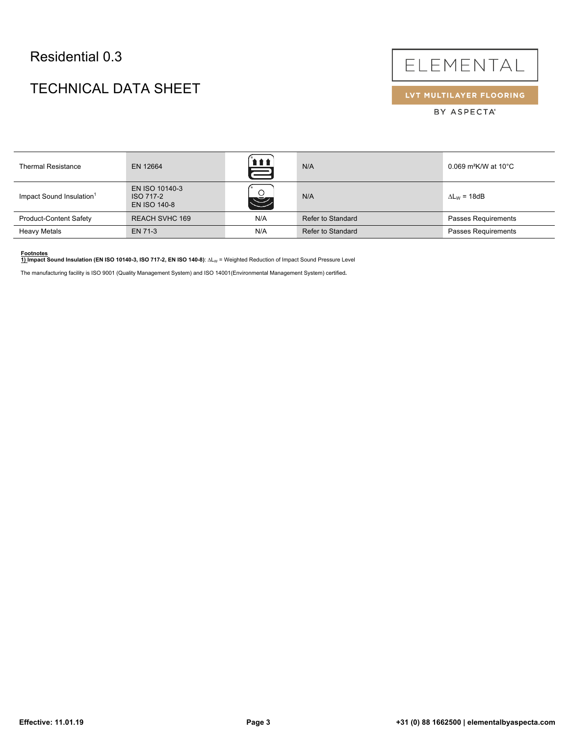Residential 0.3

# TECHNICAL DATA SHEET

ELEMENTAL

LVT MULTILAYER FLOORING

BY ASPECTA

| | | | | |
|---|---|---|---|---|
| Thermal Resistance | EN 12664 | | N/A | 0.069 m²K/W at 10°C |
| Impact Sound Insulation[1] | EN ISO 10140-3<br>ISO 717-2<br>EN ISO 140-8 | | N/A | $\Delta L_W$ = 18dB |
| Product-Content Safety | REACH SVHC 169 | N/A | Refer to Standard | Passes Requirements |
| Heavy Metals | EN 71-3 | N/A | Refer to Standard | Passes Requirements |

**Footnotes**

**1) Impact Sound Insulation (EN ISO 10140-3, ISO 717-2, EN ISO 140-8)**: $\Delta L_W$ = Weighted Reduction of Impact Sound Pressure Level

The manufacturing facility is ISO 9001 (Quality Management System) and ISO 14001(Environmental Management System) certified.

**Effective: 11.01.19**

**+31 (0) 88 1662500 | elementalbyaspecta.com**